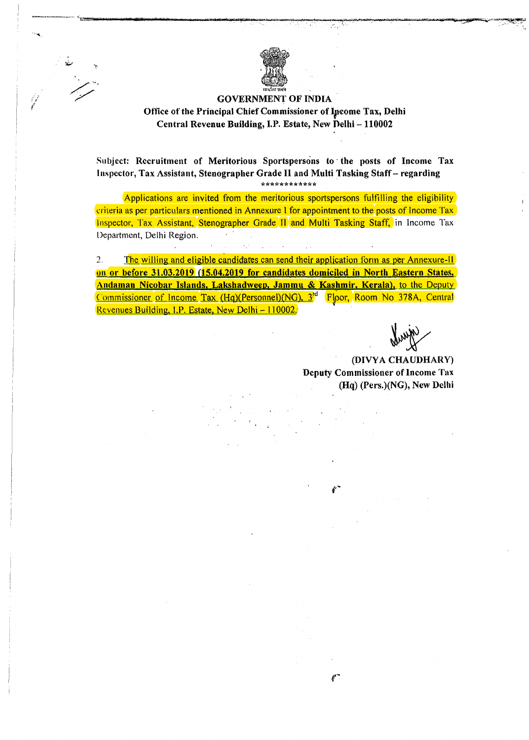**GOVERNMENT OF INDIA**

**Office of the Principal Chief Commissioner of Income Tax, Delhi**

**Central Revenue Building, I.P. Estate, New Delhi – 110002**

**Subject: Recruitment of Meritorious Sportspersons to the posts of Income Tax Inspector, Tax Assistant, Stenographer Grade II and Multi Tasking Staff – regarding**

\*\*\*\*\*\*\*\*\*\*\*\*

Applications are invited from the meritorious sportspersons fulfilling the eligibility criteria as per particulars mentioned in Annexure I for appointment to the posts of Income Tax Inspector, Tax Assistant, Stenographer Grade II and Multi Tasking Staff, in Income Tax Department, Delhi Region.

2. The willing and eligible candidates can send their application form as per Annexure-II **on or before 31.03.2019 (15.04.2019 for candidates domiciled in North Eastern States, Andaman Nicobar Islands, Lakshadweep, Jammu & Kashmir, Kerala),** to the Deputy Commissioner of Income Tax (Hq)(Personnel)(NG), 3rd Floor, Room No 378A, Central Revenues Building, I.P. Estate, New Delhi – 110002.

**(DIVYA CHAUDHARY)**
**Deputy Commissioner of Income Tax**
**(Hq) (Pers.)(NG), New Delhi**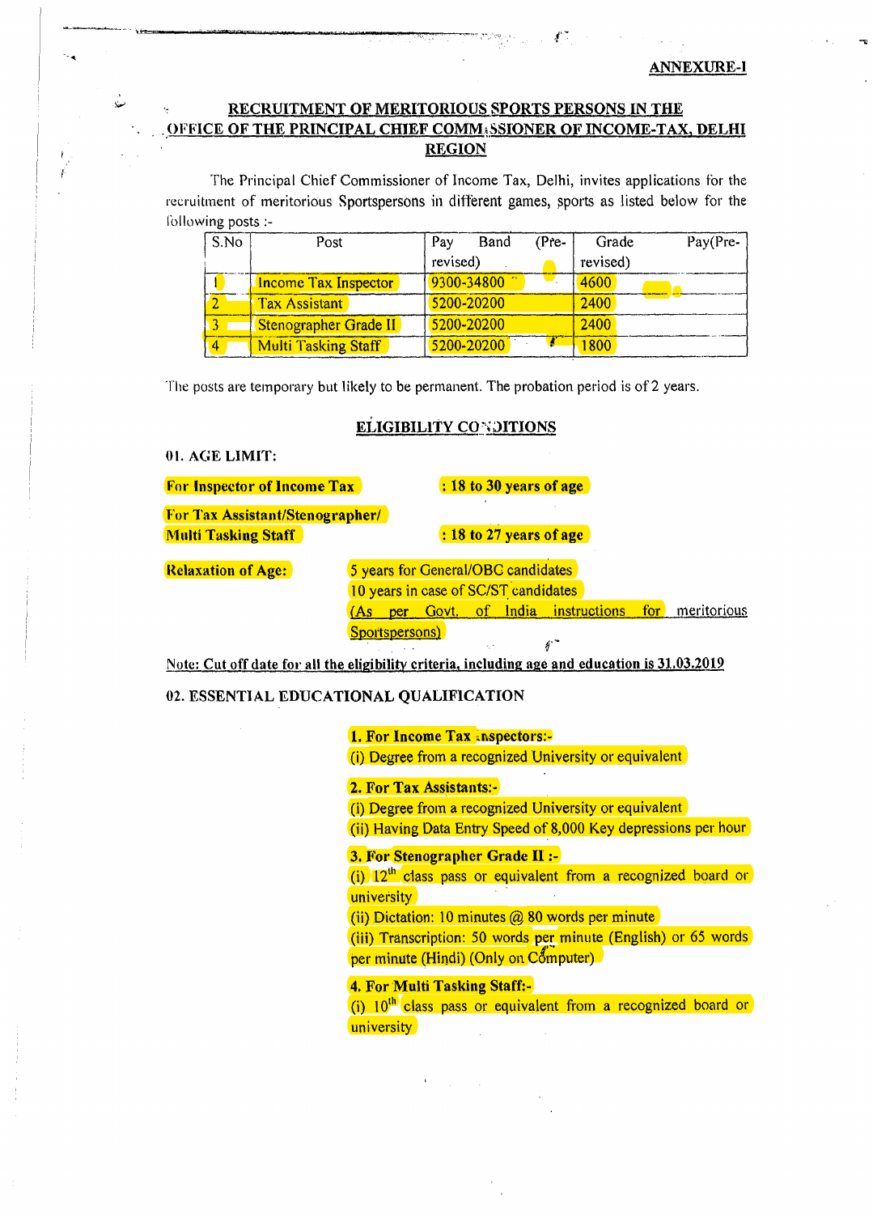ANNEXURE-I

## RECRUITMENT OF MERITORIOUS SPORTS PERSONS IN THE OFFICE OF THE PRINCIPAL CHIEF COMMISSIONER OF INCOME-TAX, DELHI REGION

The Principal Chief Commissioner of Income Tax, Delhi, invites applications for the recruitment of meritorious Sportspersons in different games, sports as listed below for the following posts :-

| S.No | Post | Pay Band (Pre-revised) | Grade Pay(Pre-revised) |
|---|---|---|---|
| 1 | Income Tax Inspector | 9300-34800 | 4600 |
| 2 | Tax Assistant | 5200-20200 | 2400 |
| 3 | Stenographer Grade II | 5200-20200 | 2400 |
| 4 | Multi Tasking Staff | 5200-20200 | 1800 |

The posts are temporary but likely to be permanent. The probation period is of 2 years.

### ELIGIBILITY CONDITIONS

**01. AGE LIMIT:**

**For Inspector of Income Tax** : **18 to 30 years of age**

**For Tax Assistant/Stenographer/ Multi Tasking Staff** : **18 to 27 years of age**

**Relaxation of Age:** 5 years for General/OBC candidates
10 years in case of SC/ST candidates
(As per Govt. of India instructions for meritorious Sportspersons)

**Note: Cut off date for all the eligibility criteria, including age and education is 31.03.2019**

**02. ESSENTIAL EDUCATIONAL QUALIFICATION**

**1. For Income Tax Inspectors:-**
(i) Degree from a recognized University or equivalent

**2. For Tax Assistants:-**
(i) Degree from a recognized University or equivalent
(ii) Having Data Entry Speed of 8,000 Key depressions per hour

**3. For Stenographer Grade II :-**
(i) 12th class pass or equivalent from a recognized board or university
(ii) Dictation: 10 minutes @ 80 words per minute
(iii) Transcription: 50 words per minute (English) or 65 words per minute (Hindi) (Only on Computer)

**4. For Multi Tasking Staff:-**
(i) 10th class pass or equivalent from a recognized board or university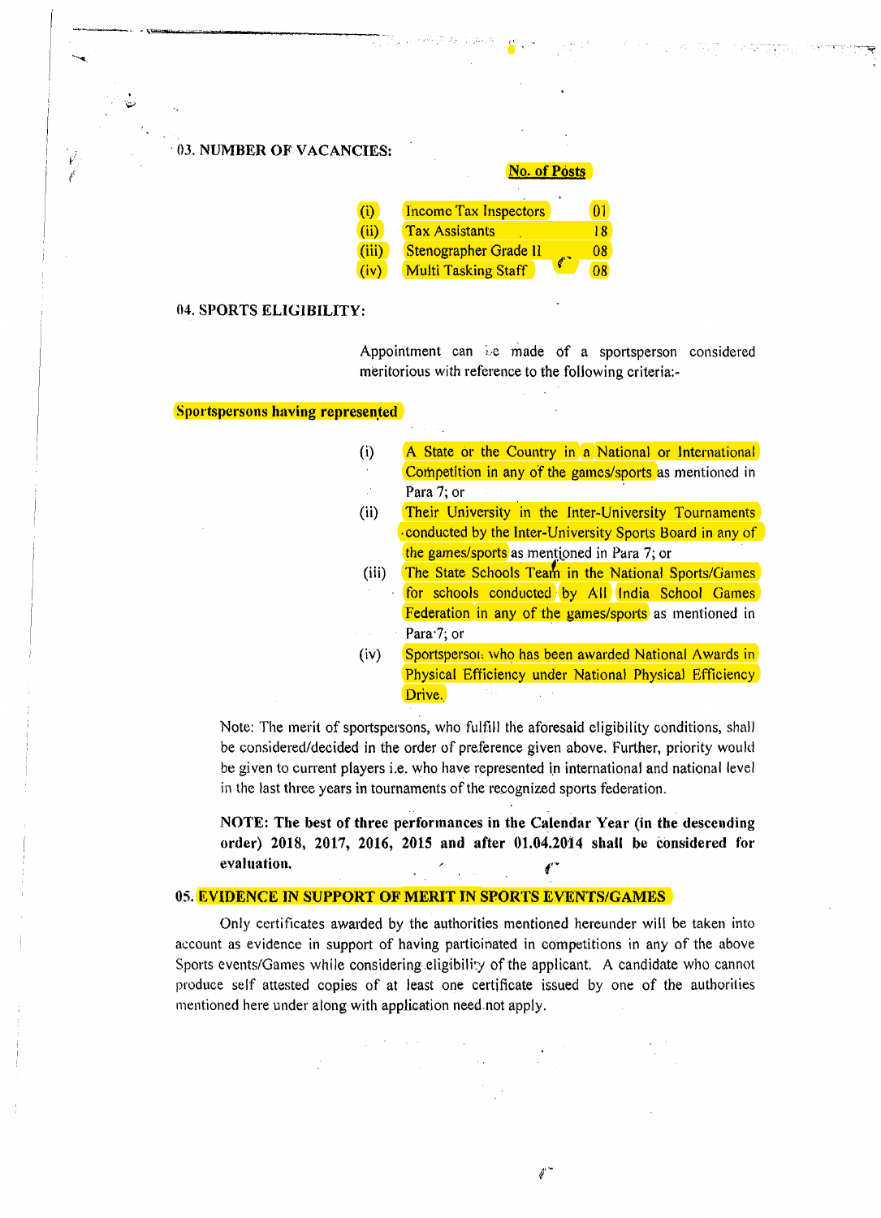## 03. NUMBER OF VACANCIES:

| | | No. of Posts |
|---|---|---|
| (i) | Income Tax Inspectors | 01 |
| (ii) | Tax Assistants | 18 |
| (iii) | Stenographer Grade II | 08 |
| (iv) | Multi Tasking Staff | 08 |

## 04. SPORTS ELIGIBILITY:

Appointment can be made of a sportsperson considered meritorious with reference to the following criteria:-

**Sportspersons having represented**

(i) A State or the Country in a National or International Competition in any of the games/sports as mentioned in Para 7; or

(ii) Their University in the Inter-University Tournaments conducted by the Inter-University Sports Board in any of the games/sports as mentioned in Para 7; or

(iii) The State Schools Team in the National Sports/Games for schools conducted by All India School Games Federation in any of the games/sports as mentioned in Para 7; or

(iv) Sportsperson who has been awarded National Awards in Physical Efficiency under National Physical Efficiency Drive.

Note: The merit of sportspersons, who fulfill the aforesaid eligibility conditions, shall be considered/decided in the order of preference given above. Further, priority would be given to current players i.e. who have represented in international and national level in the last three years in tournaments of the recognized sports federation.

**NOTE: The best of three performances in the Calendar Year (in the descending order) 2018, 2017, 2016, 2015 and after 01.04.2014 shall be considered for evaluation.**

## 05. EVIDENCE IN SUPPORT OF MERIT IN SPORTS EVENTS/GAMES

Only certificates awarded by the authorities mentioned hereunder will be taken into account as evidence in support of having participated in competitions in any of the above Sports events/Games while considering eligibility of the applicant. A candidate who cannot produce self attested copies of at least one certificate issued by one of the authorities mentioned here under along with application need not apply.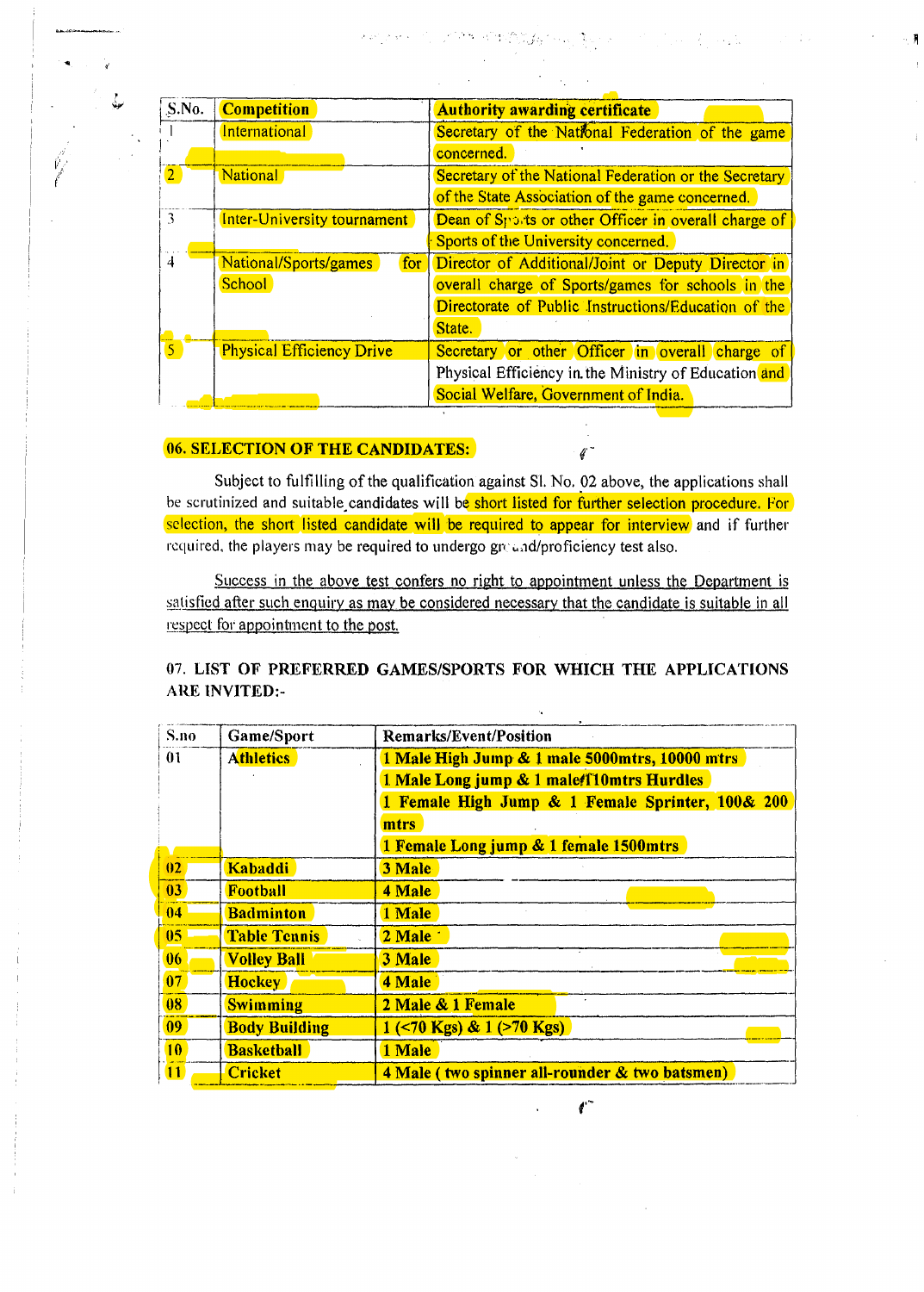| S.No. | Competition | Authority awarding certificate |
|---|---|---|
| 1 | International | Secretary of the National Federation of the game concerned. |
| 2 | National | Secretary of the National Federation or the Secretary of the State Association of the game concerned. |
| 3 | Inter-University tournament | Dean of Sports or other Officer in overall charge of Sports of the University concerned. |
| 4 | National/Sports/games for School | Director of Additional/Joint or Deputy Director in overall charge of Sports/games for schools in the Directorate of Public Instructions/Education of the State. |
| 5 | Physical Efficiency Drive | Secretary or other Officer in overall charge of Physical Efficiency in the Ministry of Education and Social Welfare, Government of India. |

**06. SELECTION OF THE CANDIDATES:**

Subject to fulfilling of the qualification against Sl. No. 02 above, the applications shall be scrutinized and suitable candidates will be short listed for further selection procedure. For selection, the short listed candidate will be required to appear for interview and if further required, the players may be required to undergo ground/proficiency test also.

Success in the above test confers no right to appointment unless the Department is satisfied after such enquiry as may be considered necessary that the candidate is suitable in all respect for appointment to the post.

**07. LIST OF PREFERRED GAMES/SPORTS FOR WHICH THE APPLICATIONS ARE INVITED:-**

| S.no | Game/Sport | Remarks/Event/Position |
|---|---|---|
| 01 | Athletics | 1 Male High Jump & 1 male 5000mtrs, 10000 mtrs<br>1 Male Long jump & 1 male 110mtrs Hurdles<br>1 Female High Jump & 1 Female Sprinter, 100& 200 mtrs<br>1 Female Long jump & 1 female 1500mtrs |
| 02 | Kabaddi | 3 Male |
| 03 | Football | 4 Male |
| 04 | Badminton | 1 Male |
| 05 | Table Tennis | 2 Male |
| 06 | Volley Ball | 3 Male |
| 07 | Hockey | 4 Male |
| 08 | Swimming | 2 Male & 1 Female |
| 09 | Body Building | 1 (<70 Kgs) & 1 (>70 Kgs) |
| 10 | Basketball | 1 Male |
| 11 | Cricket | 4 Male ( two spinner all-rounder & two batsmen) |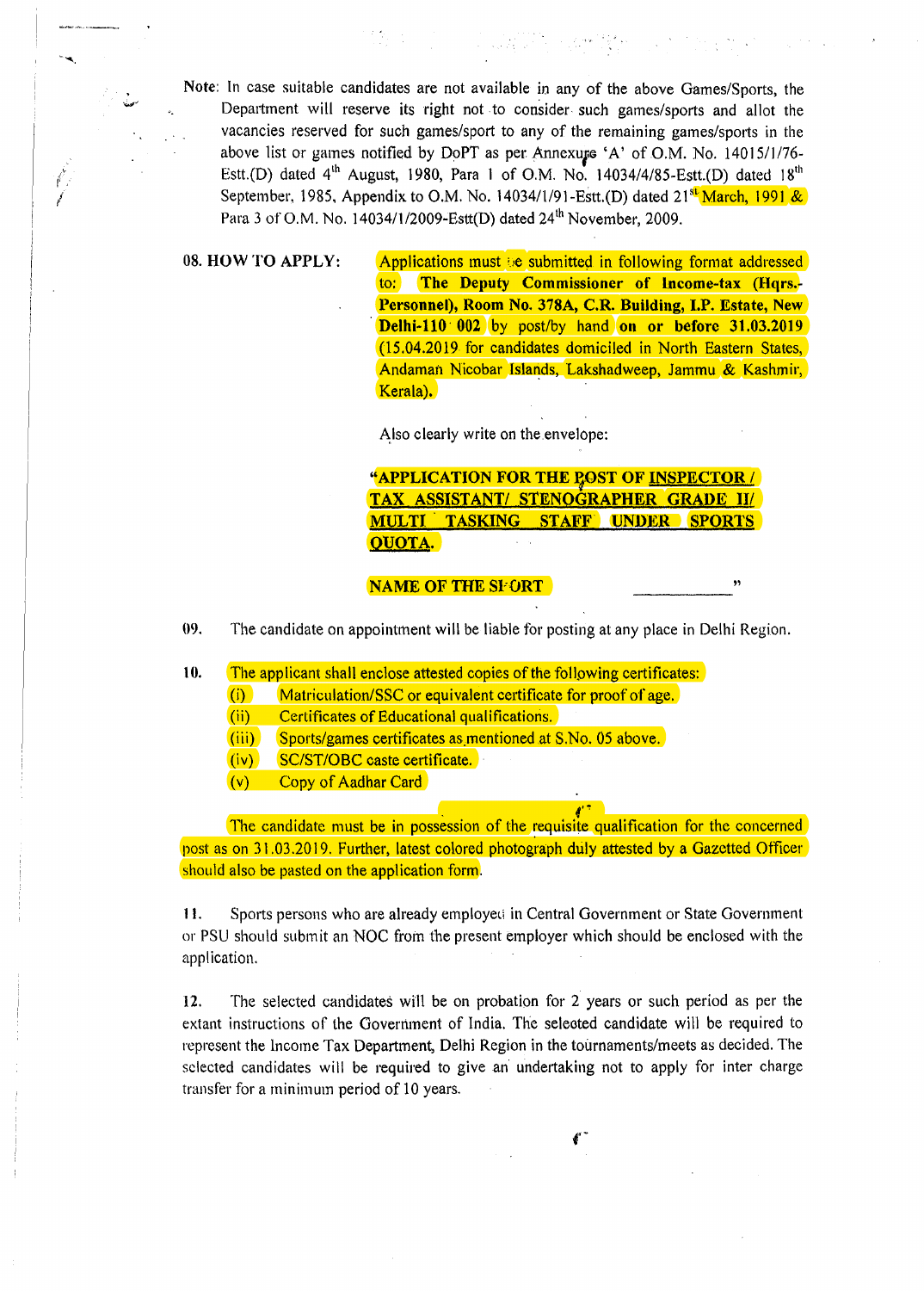Note: In case suitable candidates are not available in any of the above Games/Sports, the Department will reserve its right not to consider such games/sports and allot the vacancies reserved for such games/sport to any of the remaining games/sports in the above list or games notified by DoPT as per Annexure 'A' of O.M. No. 14015/1/76-Estt.(D) dated 4th August, 1980, Para 1 of O.M. No. 14034/4/85-Estt.(D) dated 18th September, 1985, Appendix to O.M. No. 14034/1/91-Estt.(D) dated 21st March, 1991 & Para 3 of O.M. No. 14034/1/2009-Estt(D) dated 24th November, 2009.

**08. HOW TO APPLY:** Applications must be submitted in following format addressed to: **The Deputy Commissioner of Income-tax (Hqrs.-Personnel), Room No. 378A, C.R. Building, I.P. Estate, New Delhi-110 002** by post/by hand **on or before 31.03.2019** (15.04.2019 for candidates domiciled in North Eastern States, Andaman Nicobar Islands, Lakshadweep, Jammu & Kashmir, Kerala).

Also clearly write on the envelope:

**"APPLICATION FOR THE POST OF INSPECTOR / TAX ASSISTANT/ STENOGRAPHER GRADE II/ MULTI TASKING STAFF UNDER SPORTS QUOTA.**

**NAME OF THE SPORT** ____________"

09. The candidate on appointment will be liable for posting at any place in Delhi Region.

10. The applicant shall enclose attested copies of the following certificates:
   - (i) Matriculation/SSC or equivalent certificate for proof of age.
   - (ii) Certificates of Educational qualifications.
   - (iii) Sports/games certificates as mentioned at S.No. 05 above.
   - (iv) SC/ST/OBC caste certificate.
   - (v) Copy of Aadhar Card

The candidate must be in possession of the requisite qualification for the concerned post as on 31.03.2019. Further, latest colored photograph duly attested by a Gazetted Officer should also be pasted on the application form.

11. Sports persons who are already employed in Central Government or State Government or PSU should submit an NOC from the present employer which should be enclosed with the application.

12. The selected candidates will be on probation for 2 years or such period as per the extant instructions of the Government of India. The selected candidate will be required to represent the Income Tax Department, Delhi Region in the tournaments/meets as decided. The selected candidates will be required to give an undertaking not to apply for inter charge transfer for a minimum period of 10 years.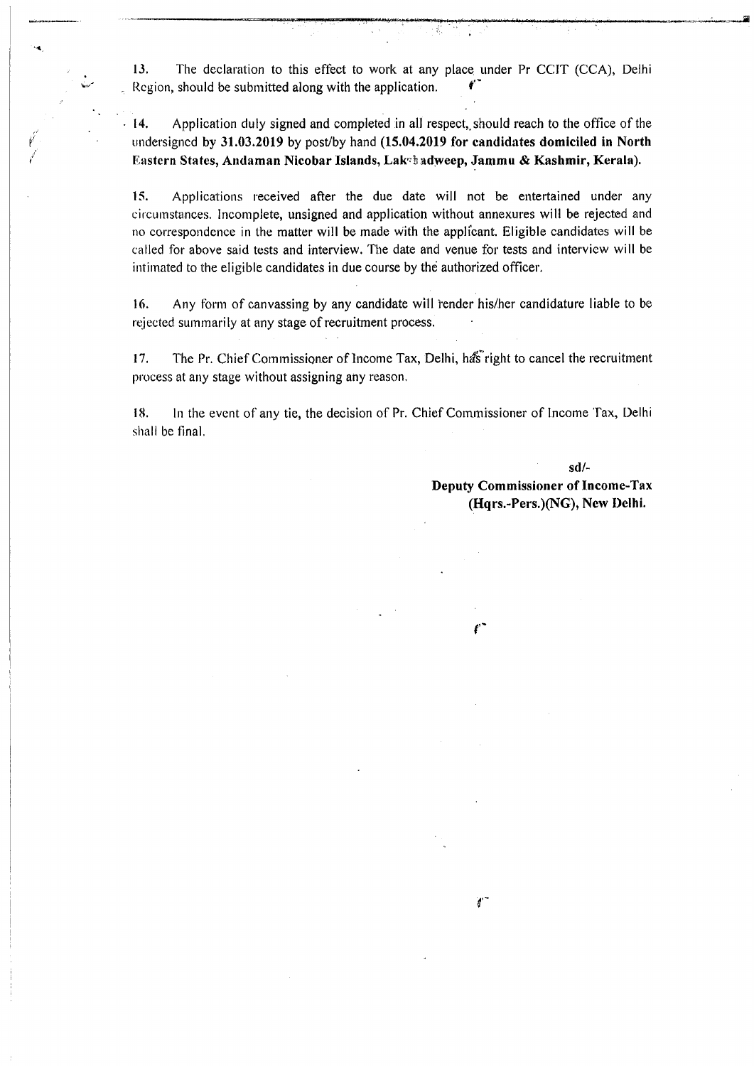13. The declaration to this effect to work at any place under Pr CCIT (CCA), Delhi Region, should be submitted along with the application.

14. Application duly signed and completed in all respect, should reach to the office of the undersigned **by 31.03.2019** by post/by hand **(15.04.2019 for candidates domiciled in North Eastern States, Andaman Nicobar Islands, Lakshadweep, Jammu & Kashmir, Kerala).**

15. Applications received after the due date will not be entertained under any circumstances. Incomplete, unsigned and application without annexures will be rejected and no correspondence in the matter will be made with the applicant. Eligible candidates will be called for above said tests and interview. The date and venue for tests and interview will be intimated to the eligible candidates in due course by the authorized officer.

16. Any form of canvassing by any candidate will render his/her candidature liable to be rejected summarily at any stage of recruitment process.

17. The Pr. Chief Commissioner of Income Tax, Delhi, has right to cancel the recruitment process at any stage without assigning any reason.

18. In the event of any tie, the decision of Pr. Chief Commissioner of Income Tax, Delhi shall be final.

**sd/-**
**Deputy Commissioner of Income-Tax**
**(Hqrs.-Pers.)(NG), New Delhi.**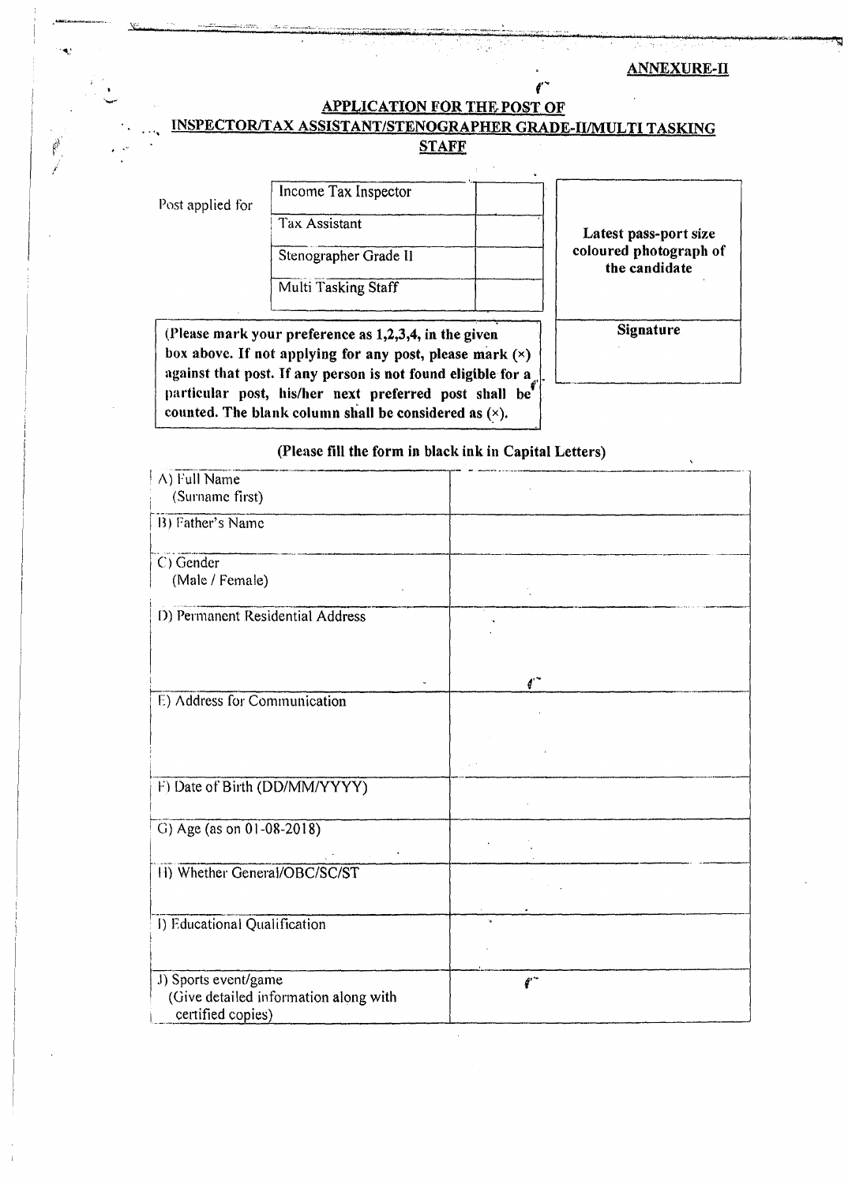**ANNEXURE-II**

## APPLICATION FOR THE POST OF INSPECTOR/TAX ASSISTANT/STENOGRAPHER GRADE-II/MULTI TASKING STAFF

Post applied for

| | |
|---|---|
| Income Tax Inspector | |
| Tax Assistant | |
| Stenographer Grade II | |
| Multi Tasking Staff | |

**(Please mark your preference as 1,2,3,4, in the given box above. If not applying for any post, please mark (×) against that post. If any person is not found eligible for a particular post, his/her next preferred post shall be counted. The blank column shall be considered as (×).**

**Latest pass-port size coloured photograph of the candidate**

**Signature**

**(Please fill the form in black ink in Capital Letters)**

| | |
|---|---|
| A) Full Name (Surname first) | |
| B) Father's Name | |
| C) Gender (Male / Female) | |
| D) Permanent Residential Address | |
| E) Address for Communication | |
| F) Date of Birth (DD/MM/YYYY) | |
| G) Age (as on 01-08-2018) | |
| H) Whether General/OBC/SC/ST | |
| I) Educational Qualification | |
| J) Sports event/game (Give detailed information along with certified copies) | |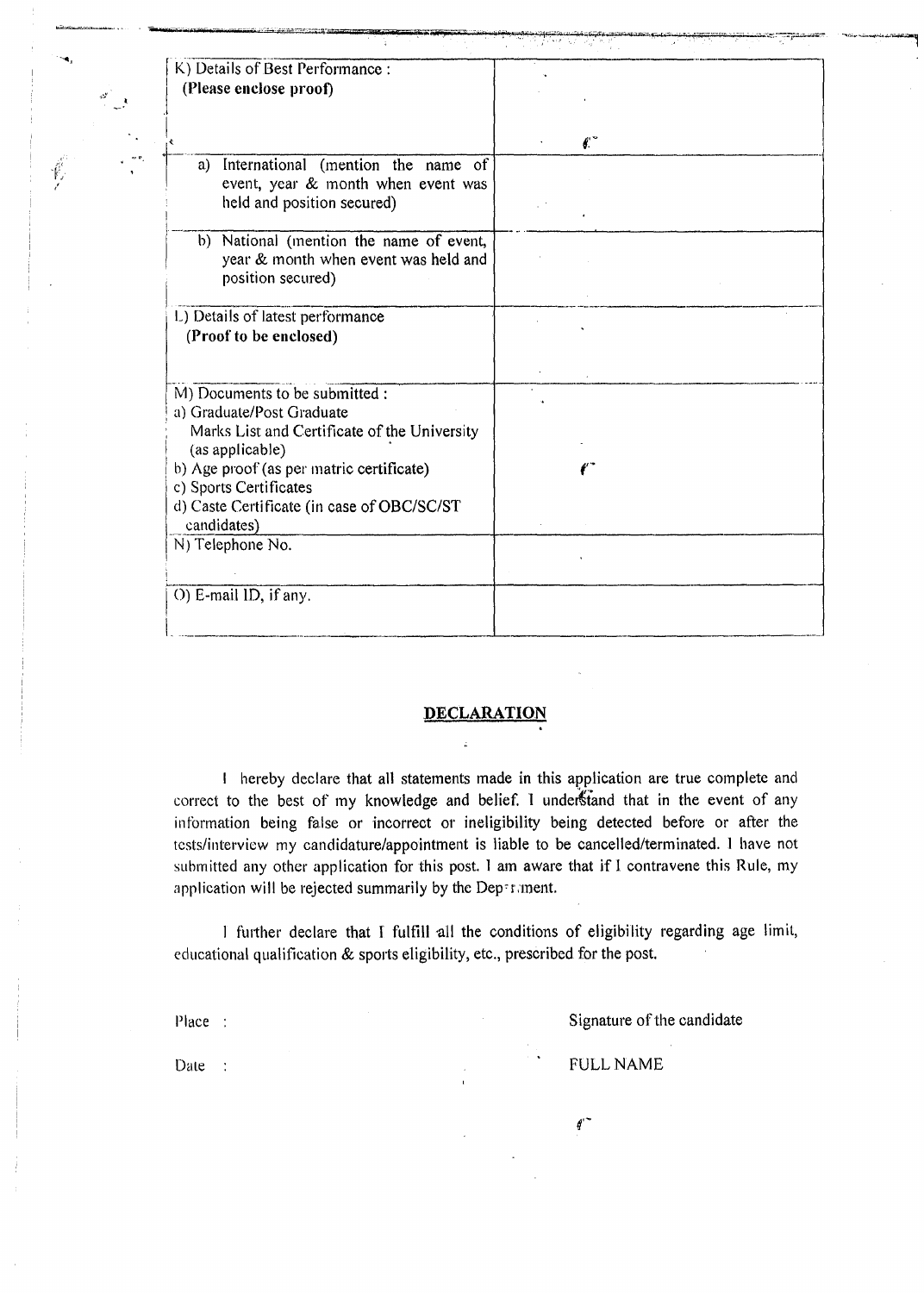| | |
|---|---|
| K) Details of Best Performance : **(Please enclose proof)** | |
| a) International (mention the name of event, year & month when event was held and position secured) | |
| b) National (mention the name of event, year & month when event was held and position secured) | |
| L) Details of latest performance **(Proof to be enclosed)** | |
| M) Documents to be submitted : a) Graduate/Post Graduate Marks List and Certificate of the University (as applicable) b) Age proof (as per matric certificate) c) Sports Certificates d) Caste Certificate (in case of OBC/SC/ST candidates) | |
| N) Telephone No. | |
| O) E-mail ID, if any. | |

## DECLARATION

I hereby declare that all statements made in this application are true complete and correct to the best of my knowledge and belief. I understand that in the event of any information being false or incorrect or ineligibility being detected before or after the tests/interview my candidature/appointment is liable to be cancelled/terminated. I have not submitted any other application for this post. I am aware that if I contravene this Rule, my application will be rejected summarily by the Department.

I further declare that I fulfill all the conditions of eligibility regarding age limit, educational qualification & sports eligibility, etc., prescribed for the post.

Place :

Date :

Signature of the candidate

FULL NAME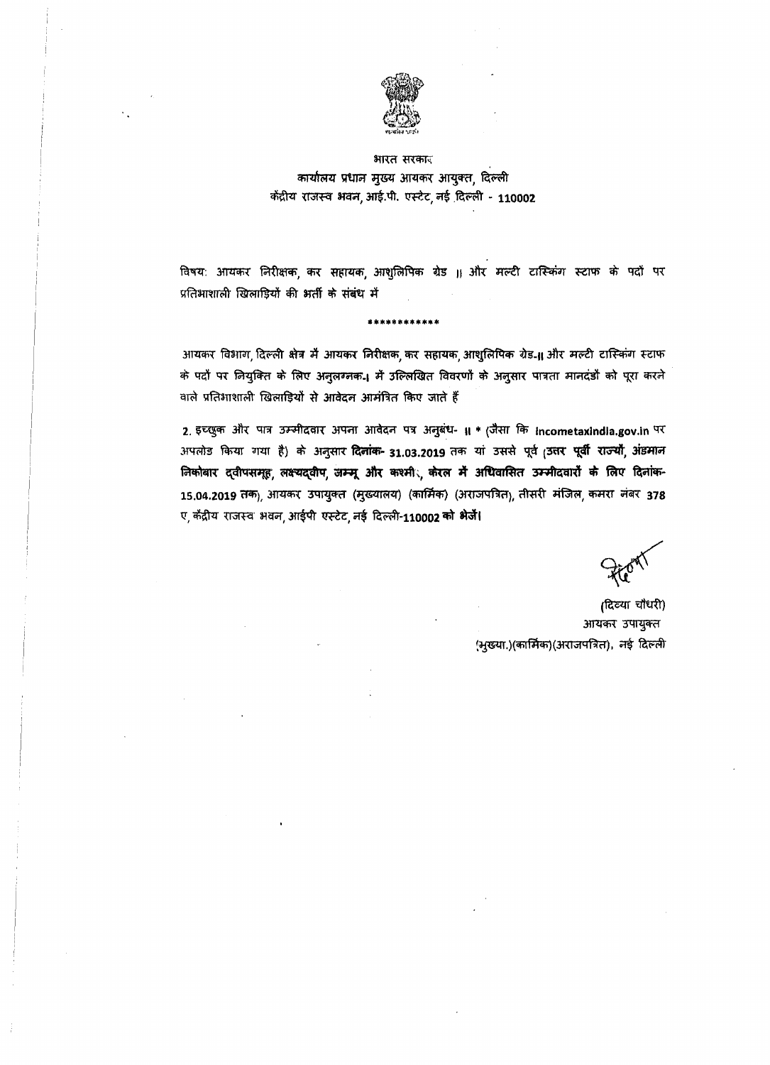भारत सरकार
कार्यालय प्रधान मुख्य आयकर आयुक्त, दिल्ली
केंद्रीय राजस्व भवन, आई.पी. एस्टेट, नई दिल्ली - 110002

विषय: आयकर निरीक्षक, कर सहायक, आशुलिपिक ग्रेड II और मल्टी टास्किंग स्टाफ के पदों पर प्रतिभाशाली खिलाड़ियों की भर्ती के संबंध में

************

आयकर विभाग, दिल्ली क्षेत्र में आयकर निरीक्षक, कर सहायक, आशुलिपिक ग्रेड-II और मल्टी टास्किंग स्टाफ के पदों पर नियुक्ति के लिए अनुलग्नक-I में उल्लिखित विवरणों के अनुसार पात्रता मानदंडों को पूरा करने वाले प्रतिभाशाली खिलाड़ियों से आवेदन आमंत्रित किए जाते हैं

2. इच्छुक और पात्र उम्मीदवार अपना आवेदन पत्र अनुबंध- II * (जैसा कि incometaxindia.gov.in पर अपलोड किया गया है) के अनुसार **दिनांक- 31.03.2019** तक या उससे पूर्व (**उत्तर पूर्वी राज्यों, अंडमान निकोबार द्वीपसमूह, लक्षद्वीप, जम्मू और कश्मीर, केरल में अधिवासित उम्मीदवारों के लिए दिनांक- 15.04.2019 तक**), आयकर उपायुक्त (मुख्यालय) (कार्मिक) (अराजपत्रित), तीसरी मंजिल, कमरा नंबर 378 ए, केंद्रीय राजस्व भवन, आईपी एस्टेट, नई दिल्ली-110002 **को भेजें।**

(दिव्या चौधरी)
आयकर उपायुक्त
(मुख्या.)(कार्मिक)(अराजपत्रित), नई दिल्ली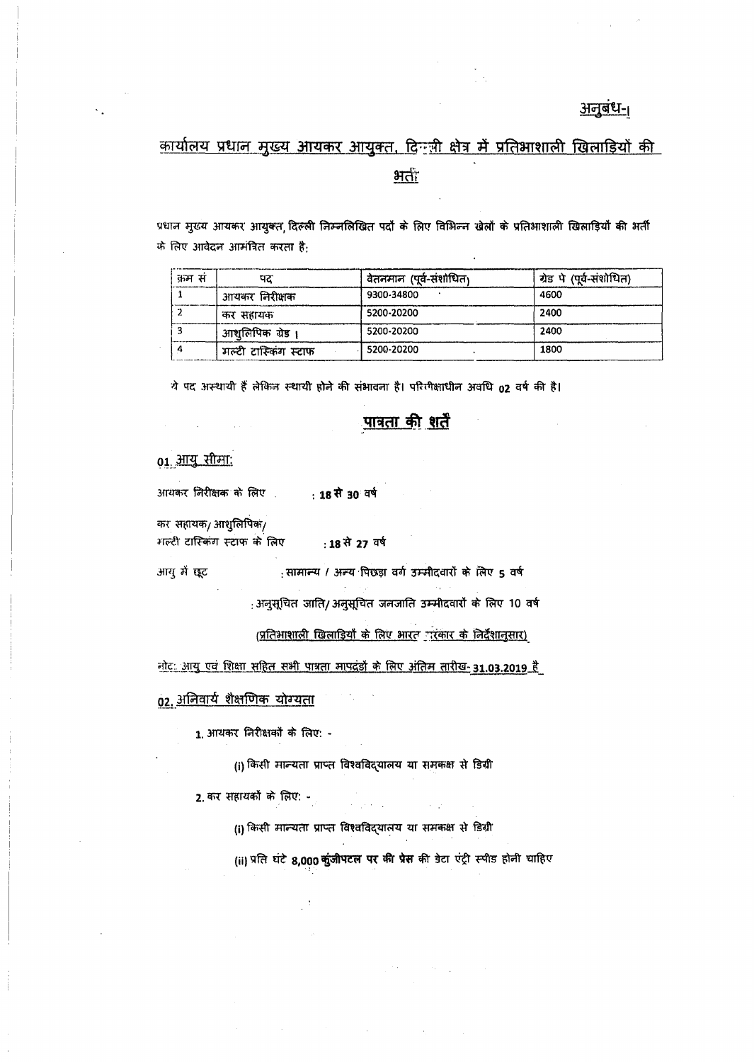अनुबंध-I

## कार्यालय प्रधान मुख्य आयकर आयुक्त, दिल्ली क्षेत्र में प्रतिभाशाली खिलाड़ियों की भर्ती

प्रधान मुख्य आयकर आयुक्त, दिल्ली निम्नलिखित पदों के लिए विभिन्न खेलों के प्रतिभाशाली खिलाड़ियों की भर्ती के लिए आवेदन आमंत्रित करता है:

| क्रम सं | पद | वेतनमान (पूर्व-संशोधित) | ग्रेड पे (पूर्व-संशोधित) |
|---|---|---|---|
| 1 | आयकर निरीक्षक | 9300-34800 | 4600 |
| 2 | कर सहायक | 5200-20200 | 2400 |
| 3 | आशुलिपिक ग्रेड I | 5200-20200 | 2400 |
| 4 | मल्टी टास्किंग स्टाफ | 5200-20200 | 1800 |

ये पद अस्थायी हैं लेकिन स्थायी होने की संभावना है। परिवीक्षाधीन अवधि 02 वर्ष की है।

## पात्रता की शर्तें

### 01. आयु सीमा:

आयकर निरीक्षक के लिए : **18 से 30** वर्ष

कर सहायक/ आशुलिपिक/ मल्टी टास्किंग स्टाफ के लिए : **18** से **27** वर्ष

आयु में छूट : सामान्य / अन्य पिछड़ा वर्ग उम्मीदवारों के लिए 5 वर्ष

: अनुसूचित जाति/ अनुसूचित जनजाति उम्मीदवारों के लिए 10 वर्ष

(प्रतिभाशाली खिलाड़ियों के लिए भारत सरकार के निर्देशानुसार)

नोट: आयु एवं शिक्षा सहित सभी पात्रता मापदंडों के लिए अंतिम तारीख- **31.03.2019** है

### 02. अनिवार्य शैक्षणिक योग्यता

1. आयकर निरीक्षकों के लिए: -

   (i) किसी मान्यता प्राप्त विश्वविद्यालय या समकक्ष से डिग्री

2. कर सहायकों के लिए: -

   (i) किसी मान्यता प्राप्त विश्वविद्यालय या समकक्ष से डिग्री

   (ii) प्रति घंटे 8,000 **कुंजीपटल पर की प्रेस** की डेटा एंट्री स्पीड होनी चाहिए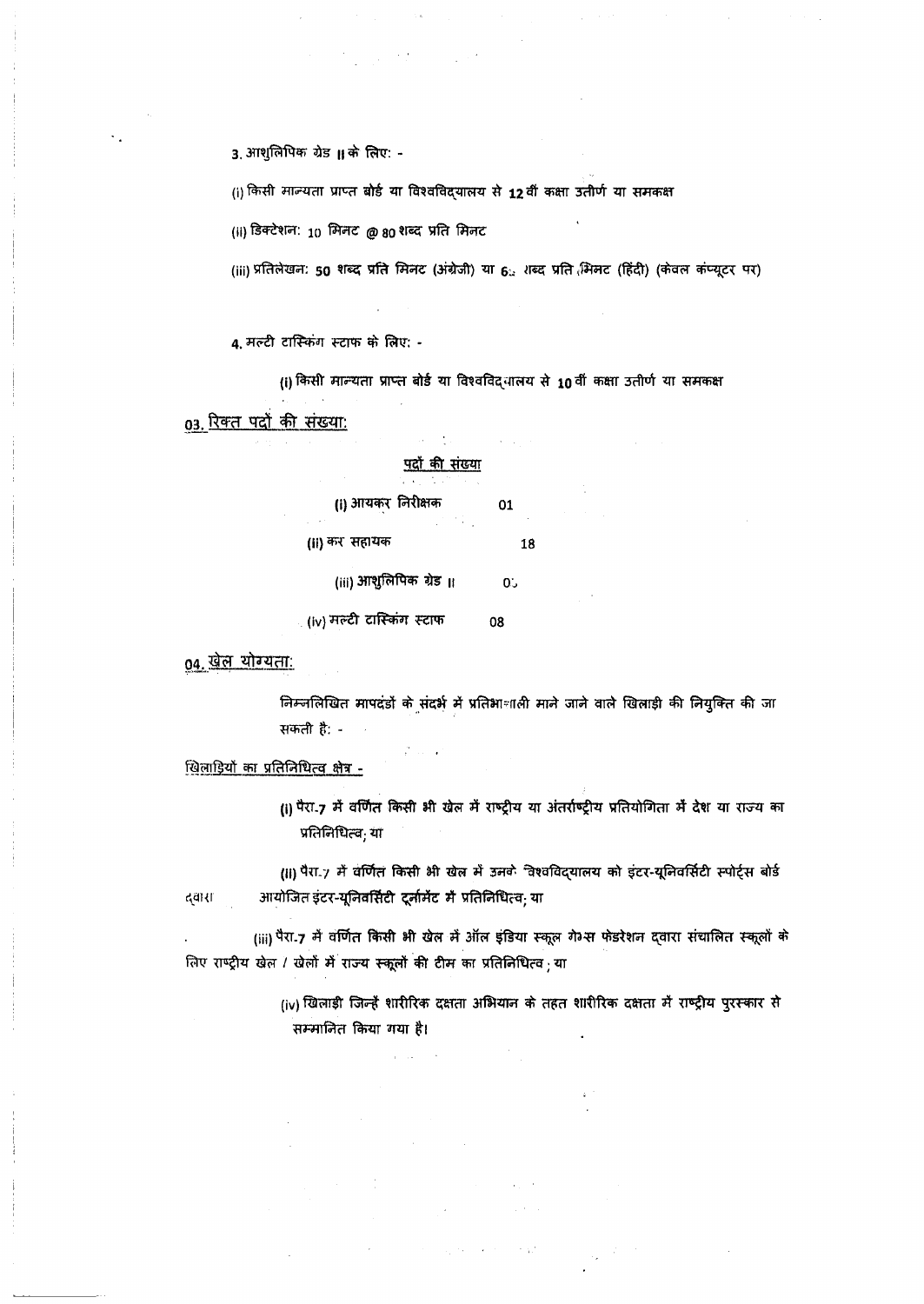3. आशुलिपिक ग्रेड II के लिए: -

(i) किसी मान्यता प्राप्त बोर्ड या विश्वविद्यालय से 12 वीं कक्षा उत्तीर्ण या समकक्ष

(ii) डिक्टेशन: 10 मिनट @ 80 शब्द प्रति मिनट

(iii) प्रतिलेखन: 50 शब्द प्रति मिनट (अंग्रेजी) या 65 शब्द प्रति मिनट (हिंदी) (केवल कंप्यूटर पर)

4. मल्टी टास्किंग स्टाफ के लिए: -

(i) किसी मान्यता प्राप्त बोर्ड या विश्वविद्यालय से 10 वीं कक्षा उत्तीर्ण या समकक्ष

## 03. रिक्त पदों की संख्या:

| पदों की संख्या | |
|---|---|
| (i) आयकर निरीक्षक | 01 |
| (ii) कर सहायक | 18 |
| (iii) आशुलिपिक ग्रेड II | 05 |
| (iv) मल्टी टास्किंग स्टाफ | 08 |

## 04. खेल योग्यता:

निम्नलिखित मापदंडों के संदर्भ में प्रतिभाशाली माने जाने वाले खिलाड़ी की नियुक्ति की जा सकती है: -

खिलाड़ियों का प्रतिनिधित्व क्षेत्र -

(i) पैरा-7 में वर्णित किसी भी खेल में राष्ट्रीय या अंतर्राष्ट्रीय प्रतियोगिता में देश या राज्य का प्रतिनिधित्व; या

(ii) पैरा-7 में वर्णित किसी भी खेल में उनके विश्वविद्यालय को इंटर-यूनिवर्सिटी स्पोर्ट्स बोर्ड द्वारा आयोजित इंटर-यूनिवर्सिटी टूर्नामेंट में प्रतिनिधित्व; या

(iii) पैरा-7 में वर्णित किसी भी खेल में ऑल इंडिया स्कूल गेम्स फेडरेशन द्वारा संचालित स्कूलों के लिए राष्ट्रीय खेल / खेलों में राज्य स्कूलों की टीम का प्रतिनिधित्व ; या

(iv) खिलाड़ी जिन्हें शारीरिक दक्षता अभियान के तहत शारीरिक दक्षता में राष्ट्रीय पुरस्कार से सम्मानित किया गया है।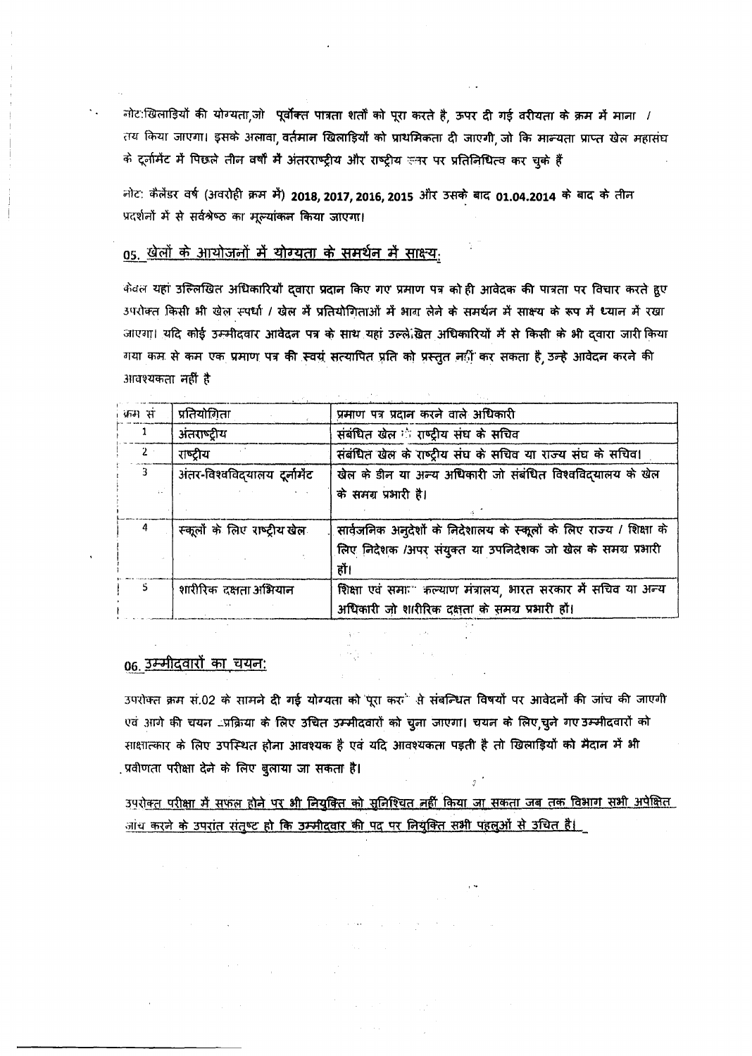नोट:खिलाड़ियों की योग्यता,जो पूर्वोक्त पात्रता शर्तों को पूरा करते है, ऊपर दी गई वरीयता के क्रम में माना / तय किया जाएगा। इसके अलावा, वर्तमान खिलाड़ियों को प्राथमिकता दी जाएगी, जो कि मान्यता प्राप्त खेल महासंघ के टूर्नामेंट में पिछले तीन वर्षों में अंतरराष्ट्रीय और राष्ट्रीय स्तर पर प्रतिनिधित्व कर चुके हैं

नोट: कैलेंडर वर्ष (अवरोही क्रम में) **2018, 2017, 2016, 2015** और उसके बाद **01.04.2014** के बाद के तीन प्रदर्शनों में से सर्वश्रेष्ठ का मूल्यांकन किया जाएगा।

## 05. <u>खेलों के आयोजनों में योग्यता के समर्थन में साक्ष्य:</u>

केवल यहां उल्लिखित अधिकारियों द्वारा प्रदान किए गए प्रमाण पत्र को ही आवेदक की पात्रता पर विचार करते हुए उपरोक्त किसी भी खेल स्पर्धा / खेल में प्रतियोगिताओं में भाग लेने के समर्थन में साक्ष्य के रूप में ध्यान में रखा जाएगा। यदि कोई उम्मीदवार आवेदन पत्र के साथ यहां उल्लेखित अधिकारियों में से किसी के भी द्वारा जारी किया गया कम से कम एक प्रमाण पत्र की स्वयं सत्यापित प्रति को प्रस्तुत नहीं कर सकता है, उन्हे आवेदन करने की आवश्यकता नहीं है

| क्रम सं | प्रतियोगिता | प्रमाण पत्र प्रदान करने वाले अधिकारी |
|---|---|---|
| 1 | अंतराष्ट्रीय | संबंधित खेल के राष्ट्रीय संघ के सचिव |
| 2 | राष्ट्रीय | संबंधित खेल के राष्ट्रीय संघ के सचिव या राज्य संघ के सचिव। |
| 3 | अंतर-विश्वविद्यालय टूर्नामेंट | खेल के डीन या अन्य अधिकारी जो संबंधित विश्वविद्यालय के खेल के समग्र प्रभारी है। |
| 4 | स्कूलों के लिए राष्ट्रीय खेल | सार्वजनिक अनुदेशों के निदेशालय के स्कूलों के लिए राज्य / शिक्षा के लिए निदेशक /अपर संयुक्त या उपनिदेशक जो खेल के समग्र प्रभारी हों। |
| 5 | शारीरिक दक्षता अभियान | शिक्षा एवं समाज कल्याण मंत्रालय, भारत सरकार में सचिव या अन्य अधिकारी जो शारीरिक दक्षता के समग्र प्रभारी हों। |

## 06. <u>उम्मीदवारों का चयन:</u>

उपरोक्त क्रम सं.02 के सामने दी गई योग्यता को पूरा करने से संबन्धित विषयों पर आवेदनों की जांच की जाएगी एवं आगे की चयन प्रक्रिया के लिए उचित उम्मीदवारों को चुना जाएगा। चयन के लिए,चुने गए उम्मीदवारों को साक्षात्कार के लिए उपस्थित होना आवश्यक है एवं यदि आवश्यकता पड़ती है तो खिलाड़ियों को मैदान में भी प्रवीणता परीक्षा देने के लिए बुलाया जा सकता है।

<u>उपरोक्त परीक्षा में सफल होने पर भी नियुक्ति को सुनिश्चित नहीं किया जा सकता जब तक विभाग सभी अपेक्षित जांच करने के उपरांत संतुष्ट हो कि उम्मीदवार की पद पर नियुक्ति सभी पहलुओं से उचित है।</u>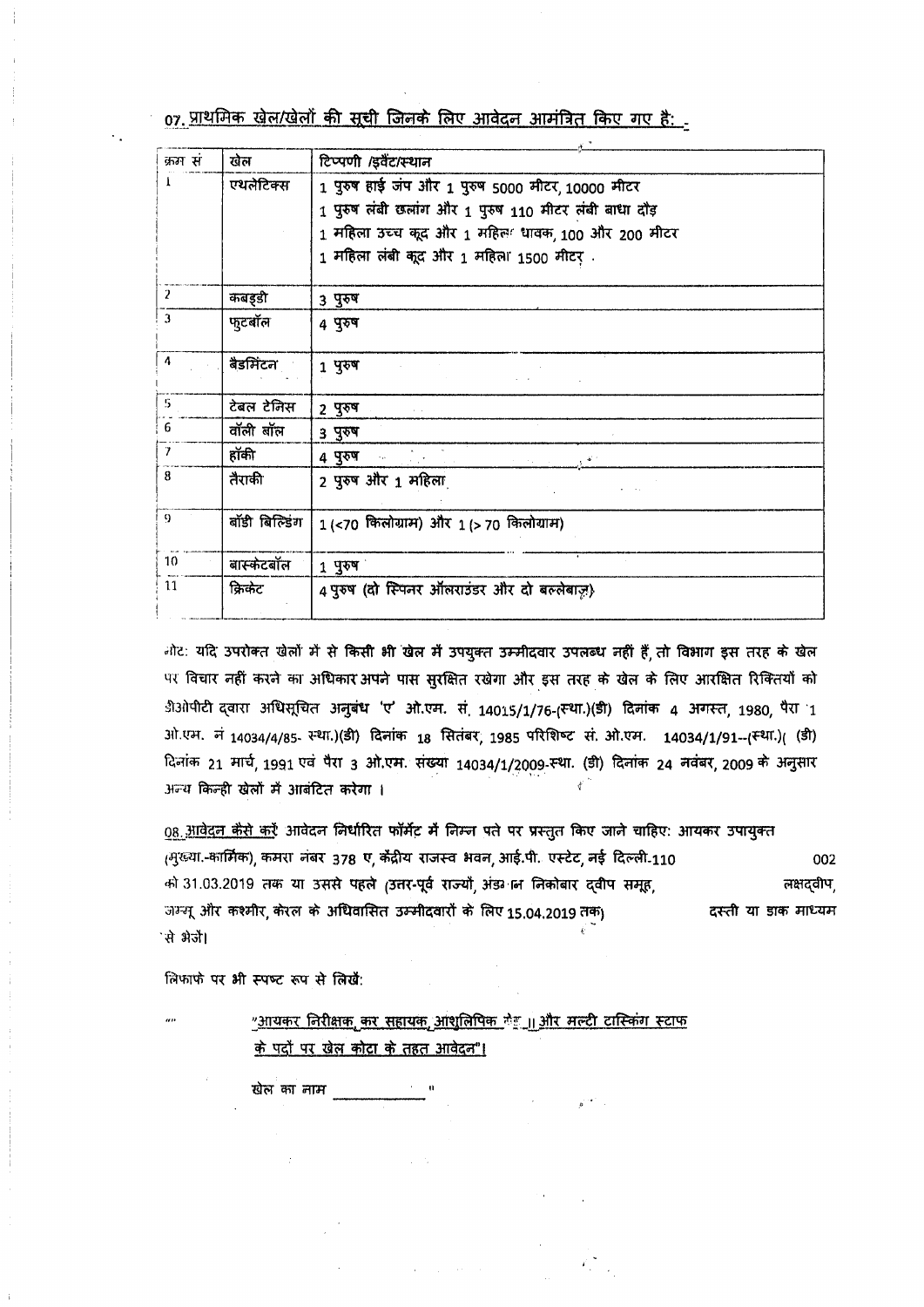07. प्राथमिक खेल/खेलों की सूची जिनके लिए आवेदन आमंत्रित किए गए हैं: -

| क्रम सं | खेल | टिप्पणी /इवैंट/स्थान |
|---|---|---|
| 1 | एथलेटिक्स | 1 पुरुष हाई जंप और 1 पुरुष 5000 मीटर, 10000 मीटर<br>1 पुरुष लंबी छलांग और 1 पुरुष 110 मीटर लंबी बाधा दौड़<br>1 महिला उच्च कूद और 1 महिला धावक, 100 और 200 मीटर<br>1 महिला लंबी कूद और 1 महिला 1500 मीटर . |
| 2 | कबड्डी | 3 पुरुष |
| 3 | फुटबॉल | 4 पुरुष |
| 4 | बैडमिंटन | 1 पुरुष |
| 5 | टेबल टेनिस | 2 पुरुष |
| 6 | वॉली बॉल | 3 पुरुष |
| 7 | हॉकी | 4 पुरुष |
| 8 | तैराकी | 2 पुरुष और 1 महिला |
| 9 | बॉडी बिल्डिंग | 1 (<70 किलोग्राम) और 1 (> 70 किलोग्राम) |
| 10 | बास्केटबॉल | 1 पुरुष |
| 11 | क्रिकेट | 4 पुरुष (दो स्पिनर ऑलराउंडर और दो बल्लेबाज़) |

नोट: यदि उपरोक्त खेलों में से किसी भी खेल में उपयुक्त उम्मीदवार उपलब्ध नहीं हैं, तो विभाग इस तरह के खेल पर विचार नहीं करने का अधिकार अपने पास सुरक्षित रखेगा और इस तरह के खेल के लिए आरक्षित रिक्तियों को डीओपीटी द्वारा अधिसूचित अनुबंध 'ए' ओ.एम. सं. 14015/1/76-(स्था.)(डी) दिनांक 4 अगस्त, 1980, पैरा 1 ओ.एम. नं 14034/4/85- स्था.)(डी) दिनांक 18 सितंबर, 1985 परिशिष्ट सं. ओ.एम. 14034/1/91--(स्था.)( (डी) दिनांक 21 मार्च, 1991 एवं पैरा 3 ओ.एम. संख्या 14034/1/2009-स्था. (डी) दिनांक 24 नवंबर, 2009 के अनुसार अन्य किन्ही खेलों में आवंटित करेगा ।

08. आवेदन कैसे करें आवेदन निर्धारित फॉर्मेट में निम्न पते पर प्रस्तुत किए जाने चाहिए: आयकर उपायुक्त (मुख्या.-कार्मिक), कमरा नंबर 378 ए, केंद्रीय राजस्व भवन, आई.पी. एस्टेट, नई दिल्ली-110 002 को 31.03.2019 तक या उससे पहले (उत्तर-पूर्व राज्यों, अंडमान निकोबार द्वीप समूह, लक्षद्वीप, जम्मू और कश्मीर, केरल के अधिवासित उम्मीदवारों के लिए 15.04.2019 तक) दस्ती या डाक माध्यम से भेजें।

लिफाफे पर भी स्पष्ट रूप से लिखें:

"" "आयकर निरीक्षक, कर सहायक, आशुलिपिक ग्रेड II और मल्टी टास्किंग स्टाफ के पदों पर खेल कोटा के तहत आवेदन"।

खेल का नाम ____________ "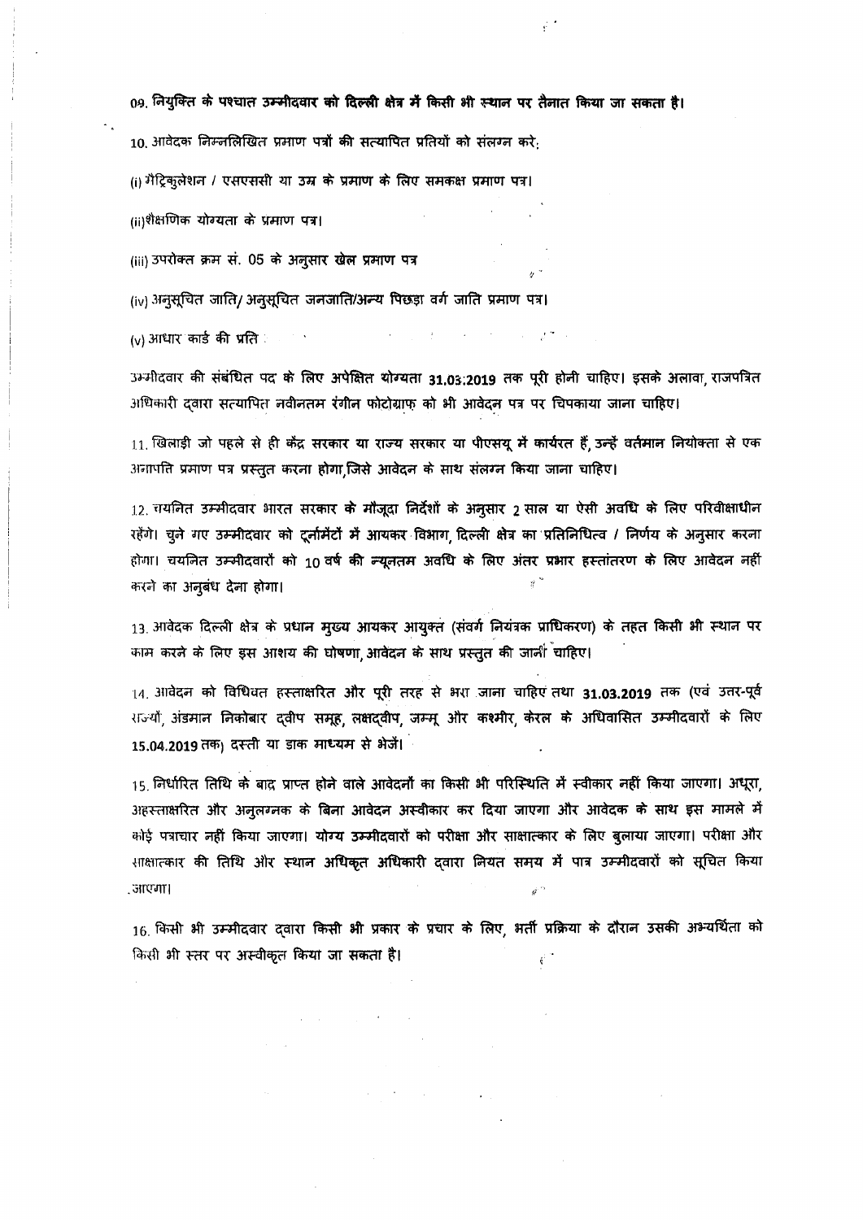**09. नियुक्ति के पश्चात उम्मीदवार को दिल्ली क्षेत्र में किसी भी स्थान पर तैनात किया जा सकता है।**

10. आवेदक निम्नलिखित प्रमाण पत्रों की सत्यापित प्रतियों को संलग्न करे:

(i) मैट्रिकुलेशन / एसएससी या उम्र के प्रमाण के लिए समकक्ष प्रमाण पत्र।

(ii) शैक्षणिक योग्यता के प्रमाण पत्र।

(iii) उपरोक्त क्रम सं. 05 के अनुसार खेल प्रमाण पत्र

(iv) अनुसूचित जाति/ अनुसूचित जनजाति/अन्य पिछड़ा वर्ग जाति प्रमाण पत्र।

(v) आधार कार्ड की प्रति

उम्मीदवार की संबंधित पद के लिए अपेक्षित योग्यता **31.03.2019** तक पूरी होनी चाहिए। इसके अलावा, राजपत्रित अधिकारी द्वारा सत्यापित नवीनतम रंगीन फोटोग्राफ को भी आवेदन पत्र पर चिपकाया जाना चाहिए।

11. खिलाड़ी जो पहले से ही केंद्र सरकार या राज्य सरकार या पीएसयू में कार्यरत हैं, उन्हें वर्तमान नियोक्ता से एक अनापत्ति प्रमाण पत्र प्रस्तुत करना होगा, जिसे आवेदन के साथ संलग्न किया जाना चाहिए।

12. चयनित उम्मीदवार भारत सरकार के मौजूदा निर्देशों के अनुसार 2 साल या ऐसी अवधि के लिए परिवीक्षाधीन रहेंगे। चुने गए उम्मीदवार को टूर्नामेंटों में आयकर विभाग, दिल्ली क्षेत्र का प्रतिनिधित्व / निर्णय के अनुसार करना होगा। चयनित उम्मीदवारों को 10 वर्ष की न्यूनतम अवधि के लिए अंतर प्रभार हस्तांतरण के लिए आवेदन नहीं करने का अनुबंध देना होगा।

13. आवेदक दिल्ली क्षेत्र के प्रधान मुख्य आयकर आयुक्त (संवर्ग नियंत्रक प्राधिकरण) के तहत किसी भी स्थान पर काम करने के लिए इस आशय की घोषणा, आवेदन के साथ प्रस्तुत की जानी चाहिए।

14. आवेदन को विधिवत हस्ताक्षरित और पूरी तरह से भरा जाना चाहिए तथा **31.03.2019** तक (एवं उत्तर-पूर्व राज्यों, अंडमान निकोबार द्वीप समूह, लक्षद्वीप, जम्मू और कश्मीर, केरल के अधिवासित उम्मीदवारों के लिए **15.04.2019** तक) दस्ती या डाक माध्यम से भेजें।

15. निर्धारित तिथि के बाद प्राप्त होने वाले आवेदनों का किसी भी परिस्थिति में स्वीकार नहीं किया जाएगा। अधूरा, अहस्ताक्षरित और अनुलग्नक के बिना आवेदन अस्वीकार कर दिया जाएगा और आवेदक के साथ इस मामले में कोई पत्राचार नहीं किया जाएगा। योग्य उम्मीदवारों को परीक्षा और साक्षात्कार के लिए बुलाया जाएगा। परीक्षा और साक्षात्कार की तिथि और स्थान अधिकृत अधिकारी द्वारा नियत समय में पात्र उम्मीदवारों को सूचित किया जाएगा।

16. किसी भी उम्मीदवार द्वारा किसी भी प्रकार के प्रचार के लिए, भर्ती प्रक्रिया के दौरान उसकी अभ्यर्थिता को किसी भी स्तर पर अस्वीकृत किया जा सकता है।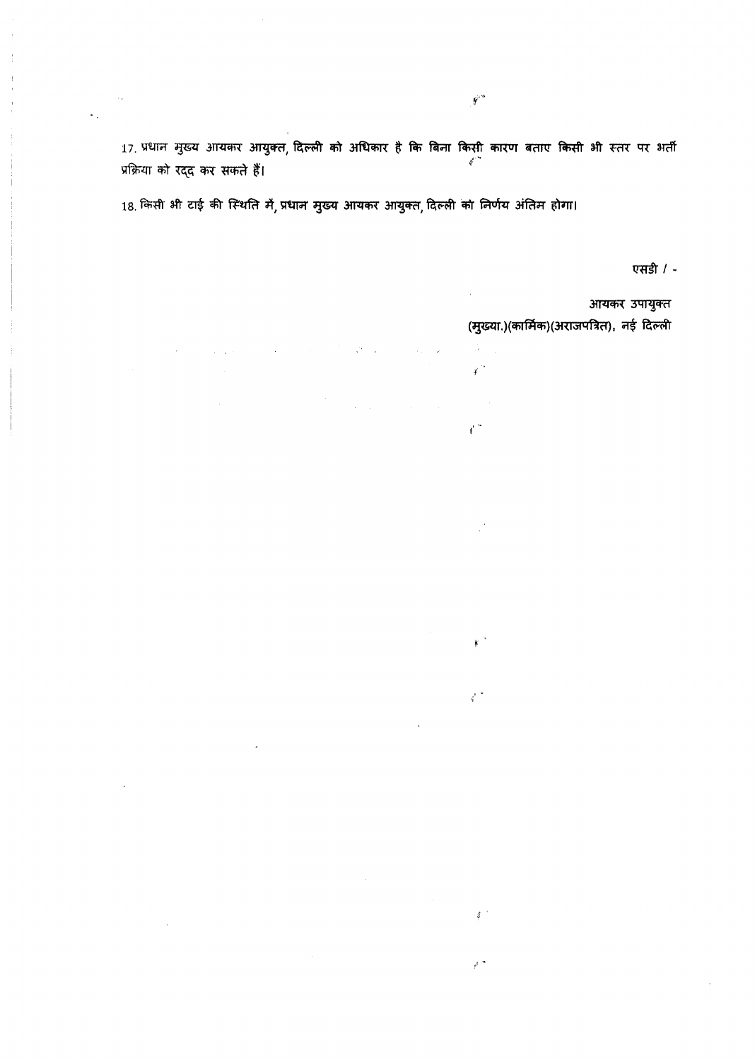17. प्रधान मुख्य आयकर आयुक्त, दिल्ली को अधिकार है कि बिना किसी कारण बताए किसी भी स्तर पर भर्ती प्रक्रिया को रद्द कर सकते हैं।

18. किसी भी टाई की स्थिति में, प्रधान मुख्य आयकर आयुक्त, दिल्ली का निर्णय अंतिम होगा।

एसडी / -

आयकर उपायुक्त
(मुख्या.)(कार्मिक)(अराजपत्रित), नई दिल्ली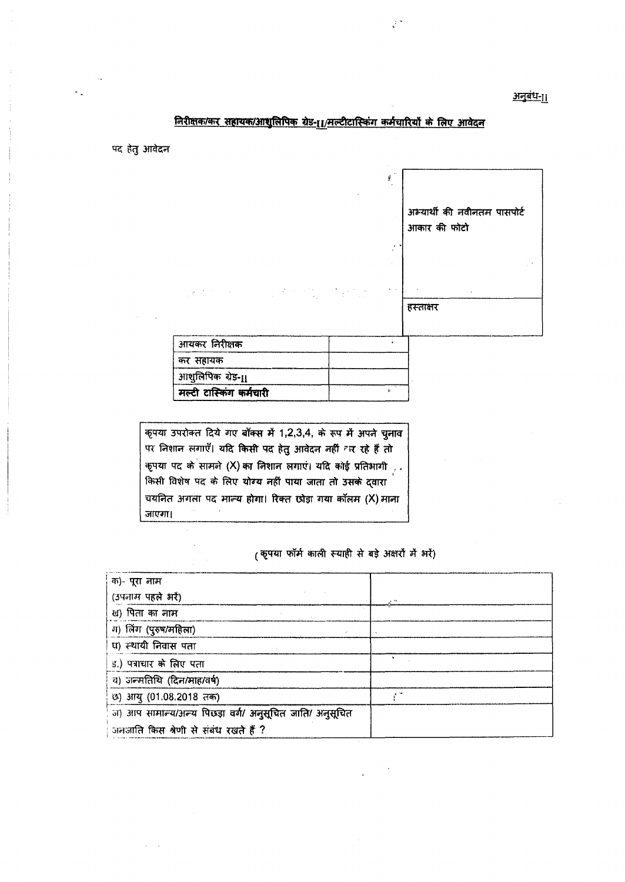अनुबंध-II

## निरीक्षक/कर सहायक/आशुलिपिक ग्रेड-II/मल्टीटास्किंग कर्मचारियों के लिए आवेदन

पद हेतु आवेदन

| अभ्यर्थी की नवीनतम पासपोर्ट आकार की फोटो |
|---|
| हस्ताक्षर |

| | |
|---|---|
| आयकर निरीक्षक | |
| कर सहायक | |
| आशुलिपिक ग्रेड-II | |
| **मल्टी टास्किंग कर्मचारी** | |

कृपया उपरोक्त दिये गए बॉक्स में 1,2,3,4, के रूप में अपने चुनाव पर निशान लगाएँ। यदि किसी पद हेतु आवेदन नहीं कर रहे हैं तो कृपया पद के सामने (X) का निशान लगाएं। यदि कोई प्रतिभागी किसी विशेष पद के लिए योग्य नहीं पाया जाता तो उसके द्वारा चयनित अगला पद मान्य होगा। रिक्त छोड़ा गया कॉलम (X) माना जाएगा।

(कृपया फॉर्म काली स्याही से बड़े अक्षरों में भरें)

| | |
|---|---|
| क)- पूरा नाम (उपनाम पहले भरें) | |
| ख) पिता का नाम | |
| ग) लिंग (पुरुष/महिला) | |
| घ) स्थायी निवास पता | |
| ड.) पत्राचार के लिए पता | |
| च) जन्मतिथि (दिन/माह/वर्ष) | |
| छ) आयु (01.08.2018 तक) | |
| ज) आप सामान्य/अन्य पिछड़ा वर्ग/ अनुसूचित जाति/ अनुसूचित जनजाति किस श्रेणी से संबंध रखते हैं ? | |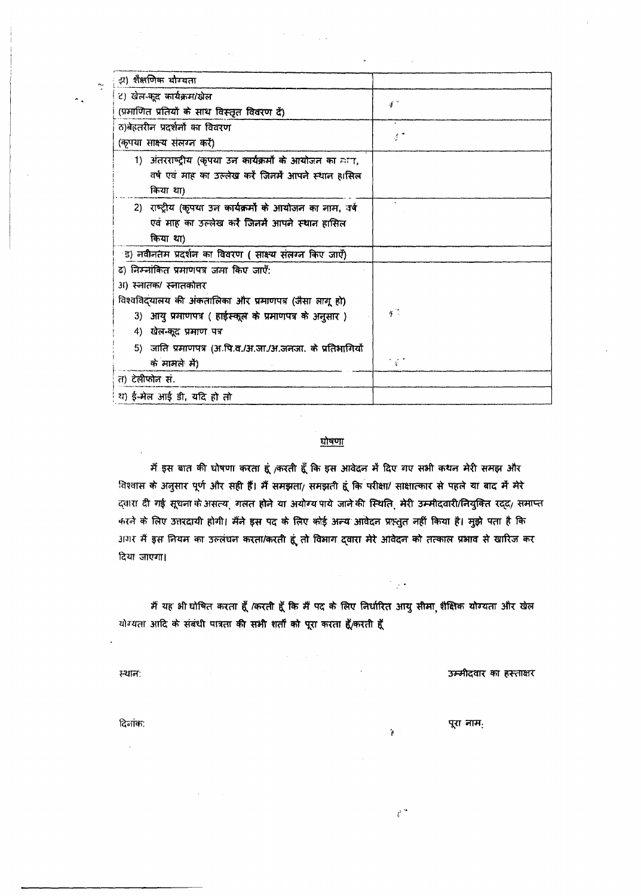| | |
|---|---|
| झ) शैक्षणिक योग्यता | |
| ट) खेल-कूद कार्यक्रम/खेल<br>(प्रमाणित प्रतियों के साथ विस्तृत विवरण दें) | |
| ठ)बेहतरीन प्रदर्शनों का विवरण<br>(कृपया साक्ष्य संलग्न करें) | |
| 1) अंतरराष्ट्रीय (कृपया उन कार्यक्रमों के आयोजन का नाम, वर्ष एवं माह का उल्लेख करें जिनमें आपने स्थान हासिल किया था) | |
| 2) राष्ट्रीय (कृपया उन कार्यक्रमों के आयोजन का नाम, वर्ष एवं माह का उल्लेख करें जिनमें आपने स्थान हासिल किया था) | |
| ड) नवीनतम प्रदर्शन का विवरण ( साक्ष्य संलग्न किए जाएँ) | |
| ढ) निम्नांकित प्रमाणपत्र जमा किए जाएँ:<br>अ) स्नातक/ स्नातकोत्तर<br>विश्वविद्यालय की अंकतालिका और प्रमाणपत्र (जैसा लागू हो)<br>3) आयु प्रमाणपत्र ( हाईस्कूल के प्रमाणपत्र के अनुसार )<br>4) खेल-कूद प्रमाण पत्र<br>5) जाति प्रमाणपत्र (अ.पि.व./अ.जा./अ.जनजा. के प्रतिभागियों के मामले में) | |
| त) टेलीफोन सं. | |
| थ) ई-मेल आई डी, यदि हो तो | |

## घोषणा

मैं इस बात की घोषणा करता हूं /करती हूँ कि इस आवेदन में दिए गए सभी कथन मेरी समझ और विश्वास के अनुसार पूर्ण और सही हैं। मैं समझता/ समझती हूं कि परीक्षा/ साक्षात्कार से पहले या बाद में मेरे द्वारा दी गई सूचना के असत्य, गलत होने या अयोग्य पाये जाने की स्थिति, मेरी उम्मीदवारी/नियुक्ति रद्द/ समाप्त करने के लिए उत्तरदायी होगी। मैंने इस पद के लिए कोई अन्य आवेदन प्रस्तुत नहीं किया है। मुझे पता है कि अगर मैं इस नियम का उल्लंघन करता/करती हूं तो विभाग द्वारा मेरे आवेदन को तत्काल प्रभाव से खारिज कर दिया जाएगा।

मैं यह भी घोषित करता हूँ /करती हूँ कि मैं पद के लिए निर्धारित आयु सीमा, शैक्षिक योग्यता और खेल योग्यता आदि के संबंधी पात्रता की सभी शर्तों को पूरा करता हूँ/करती हूँ

स्थान: उम्मीदवार का हस्ताक्षर

दिनांक: पूरा नाम: